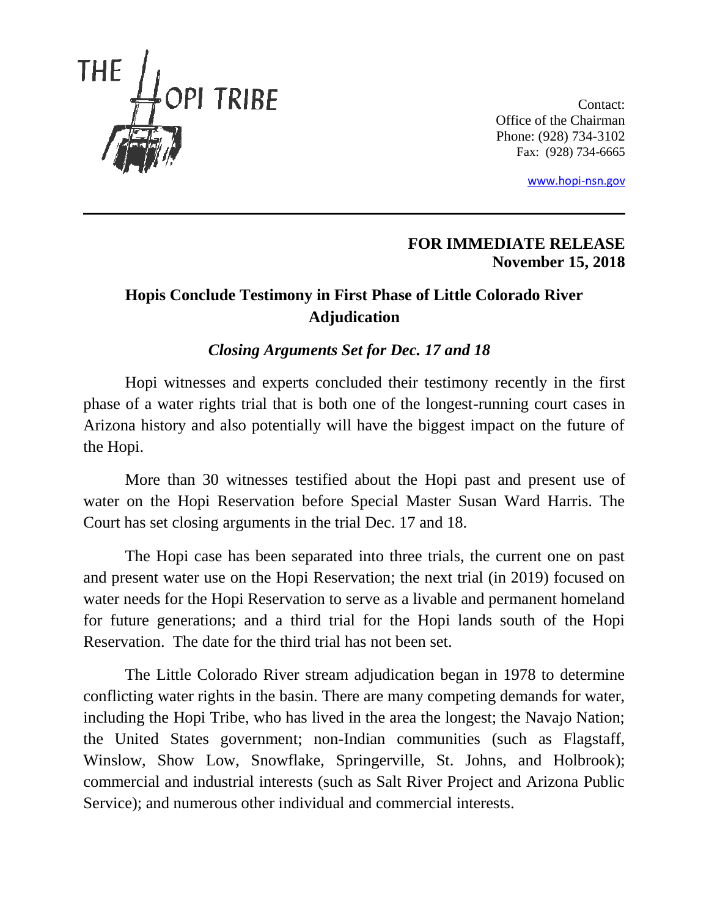THE HOPI TRIBE

Contact:
Office of the Chairman
Phone: (928) 734-3102
Fax: (928) 734-6665

www.hopi-nsn.gov

---

**FOR IMMEDIATE RELEASE**
**November 15, 2018**

# Hopis Conclude Testimony in First Phase of Little Colorado River Adjudication

## *Closing Arguments Set for Dec. 17 and 18*

Hopi witnesses and experts concluded their testimony recently in the first phase of a water rights trial that is both one of the longest-running court cases in Arizona history and also potentially will have the biggest impact on the future of the Hopi.

More than 30 witnesses testified about the Hopi past and present use of water on the Hopi Reservation before Special Master Susan Ward Harris. The Court has set closing arguments in the trial Dec. 17 and 18.

The Hopi case has been separated into three trials, the current one on past and present water use on the Hopi Reservation; the next trial (in 2019) focused on water needs for the Hopi Reservation to serve as a livable and permanent homeland for future generations; and a third trial for the Hopi lands south of the Hopi Reservation. The date for the third trial has not been set.

The Little Colorado River stream adjudication began in 1978 to determine conflicting water rights in the basin. There are many competing demands for water, including the Hopi Tribe, who has lived in the area the longest; the Navajo Nation; the United States government; non-Indian communities (such as Flagstaff, Winslow, Show Low, Snowflake, Springerville, St. Johns, and Holbrook); commercial and industrial interests (such as Salt River Project and Arizona Public Service); and numerous other individual and commercial interests.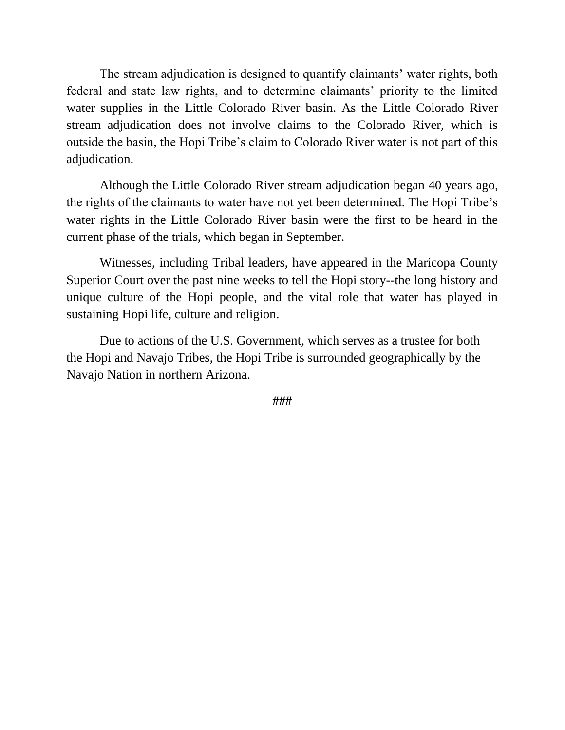The stream adjudication is designed to quantify claimants' water rights, both federal and state law rights, and to determine claimants' priority to the limited water supplies in the Little Colorado River basin. As the Little Colorado River stream adjudication does not involve claims to the Colorado River, which is outside the basin, the Hopi Tribe's claim to Colorado River water is not part of this adjudication.

Although the Little Colorado River stream adjudication began 40 years ago, the rights of the claimants to water have not yet been determined. The Hopi Tribe's water rights in the Little Colorado River basin were the first to be heard in the current phase of the trials, which began in September.

Witnesses, including Tribal leaders, have appeared in the Maricopa County Superior Court over the past nine weeks to tell the Hopi story--the long history and unique culture of the Hopi people, and the vital role that water has played in sustaining Hopi life, culture and religion.

Due to actions of the U.S. Government, which serves as a trustee for both the Hopi and Navajo Tribes, the Hopi Tribe is surrounded geographically by the Navajo Nation in northern Arizona.

###